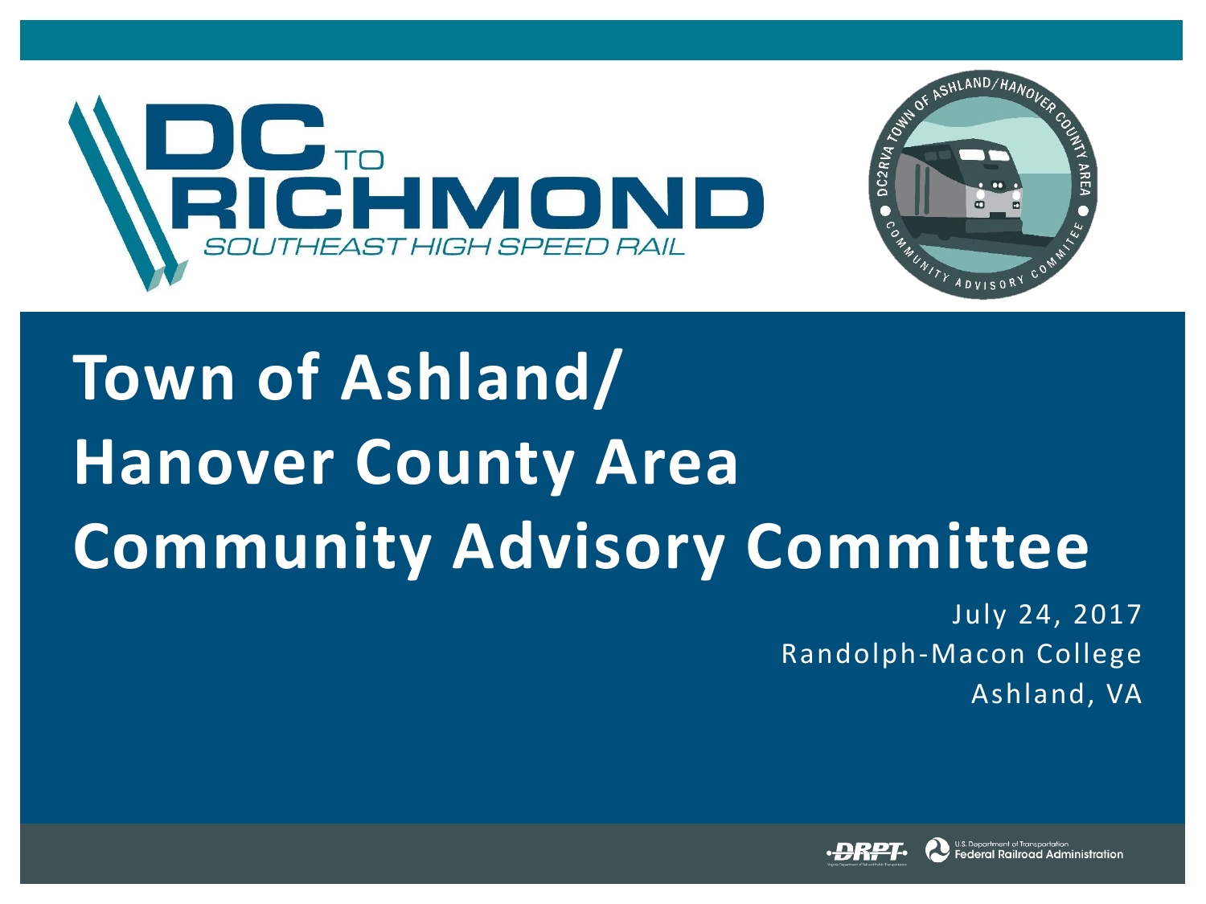DC TO RICHMOND

SOUTHEAST HIGH SPEED RAIL

# Town of Ashland/ Hanover County Area Community Advisory Committee

July 24, 2017

Randolph-Macon College

Ashland, VA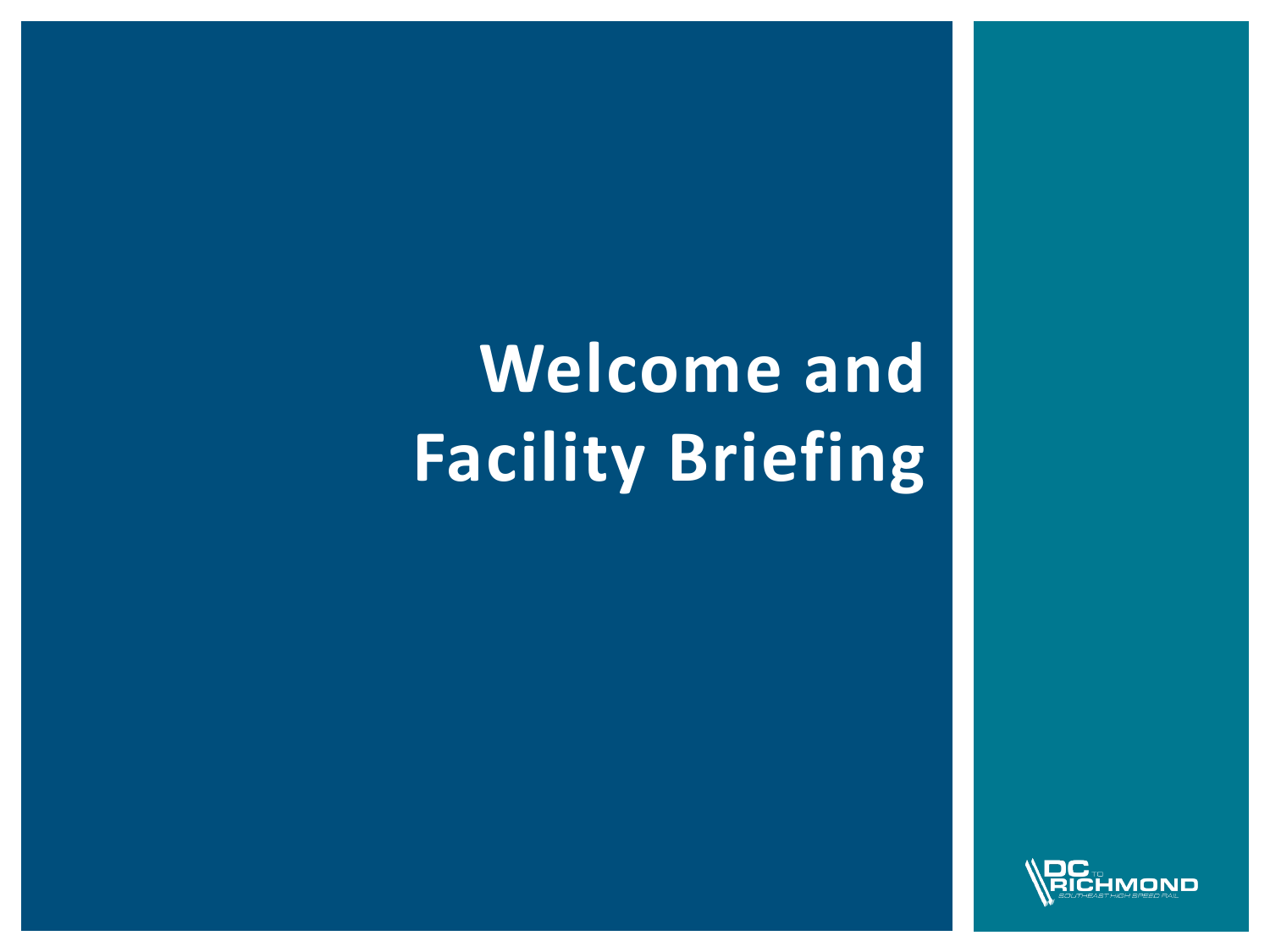# Welcome and Facility Briefing

DC TO RICHMOND
SOUTHEAST HIGH SPEED RAIL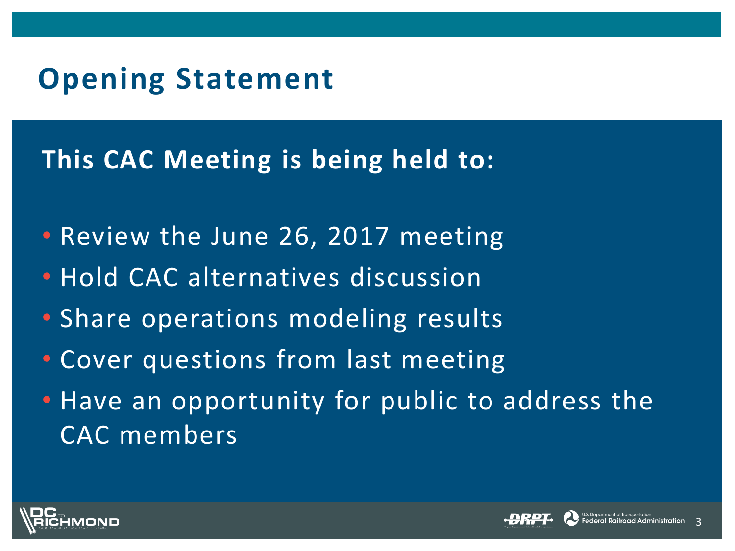# Opening Statement

**This CAC Meeting is being held to:**

- Review the June 26, 2017 meeting
- Hold CAC alternatives discussion
- Share operations modeling results
- Cover questions from last meeting
- Have an opportunity for public to address the CAC members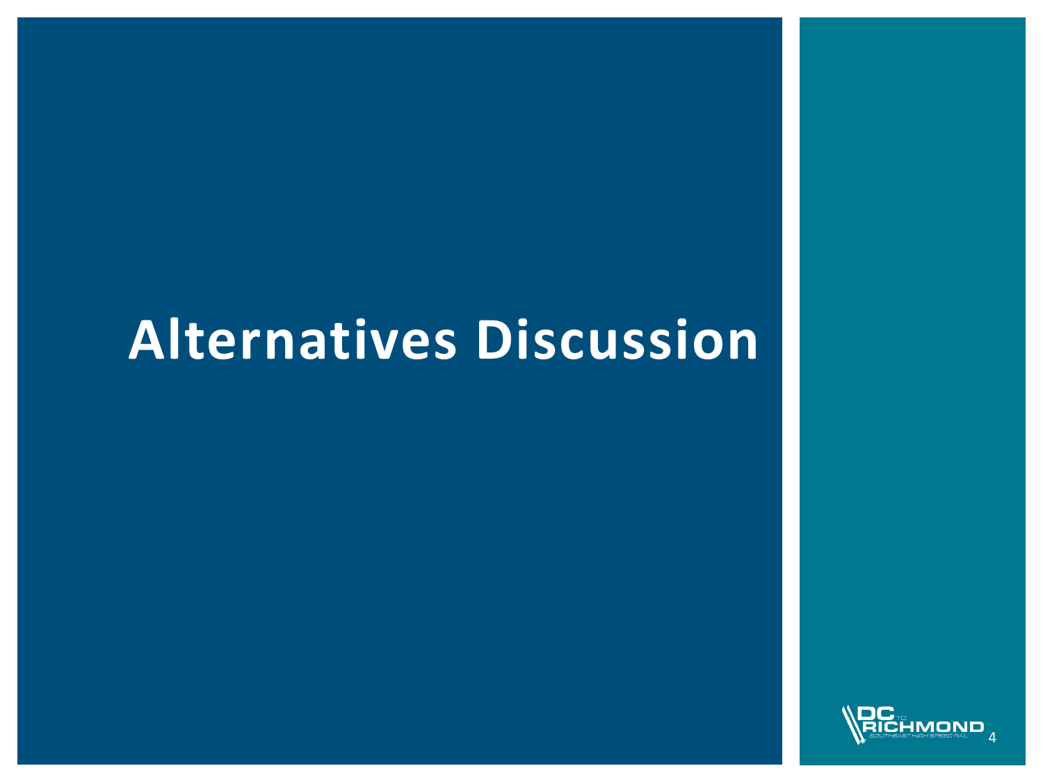# Alternatives Discussion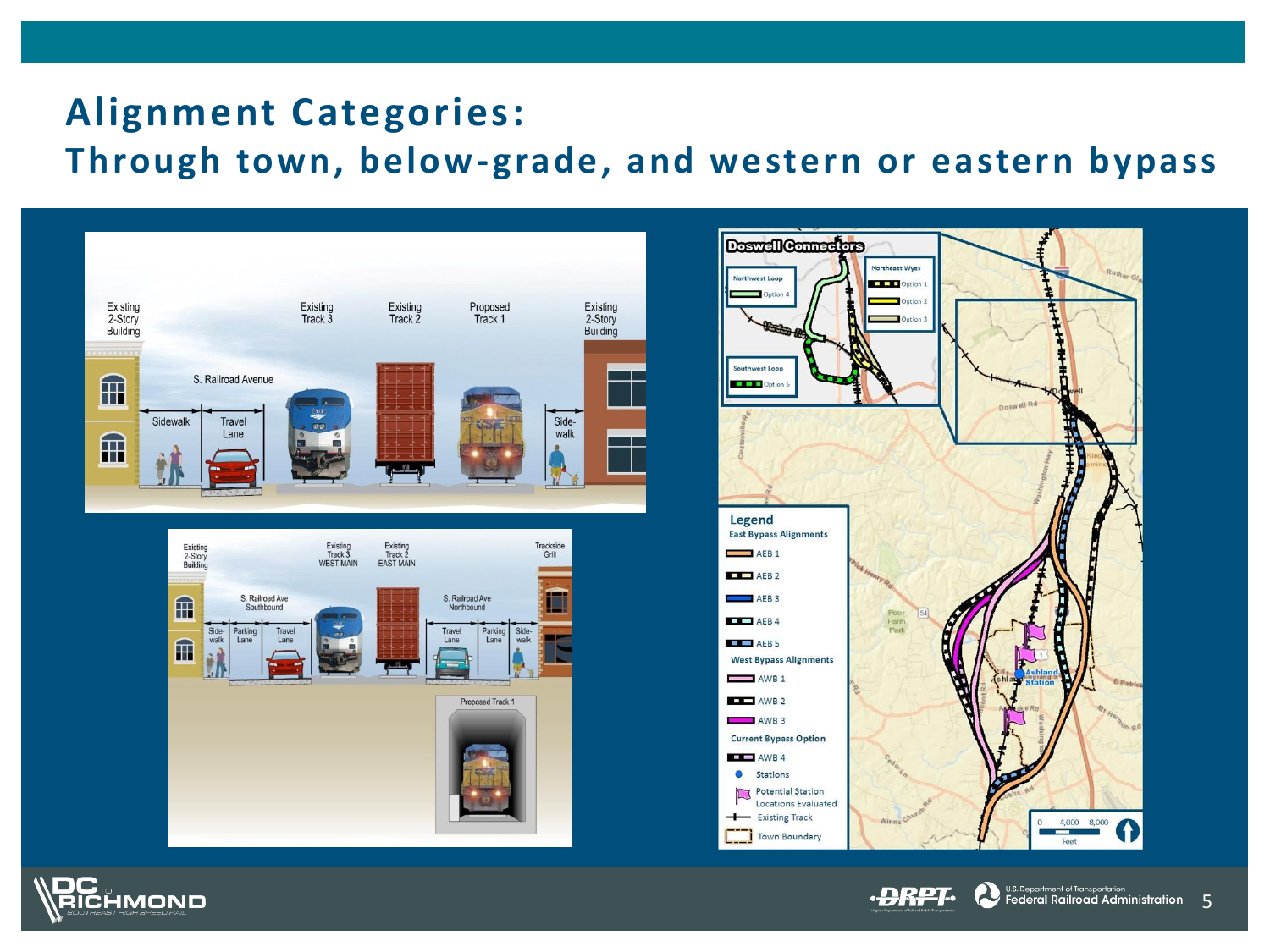# Alignment Categories:

## Through town, below-grade, and western or eastern bypass

Existing 2-Story Building | Existing Track 3 | Existing Track 2 | Proposed Track 1 | Existing 2-Story Building

S. Railroad Avenue

Sidewalk | Travel Lane | Side-walk

Existing 2-Story Building | Existing Track 3 WEST MAIN | Existing Track 2 EAST MAIN | Trackside Grill

S. Railroad Ave Southbound | S. Railroad Ave Northbound

Side-walk | Parking Lane | Travel Lane | Travel Lane | Parking Lane | Side-walk

Proposed Track 1

**Doswell Connectors**

Northwest Loop
- Option 4

Northeast Wyes
- Option 1
- Option 2
- Option 3

Southwest Loop
- Option 5

**Legend**

East Bypass Alignments
- AEB 1
- AEB 2
- AEB 3
- AEB 4
- AEB 5

West Bypass Alignments
- AWB 1
- AWB 2
- AWB 3

Current Bypass Option
- AWB 4

- Stations
- Potential Station Locations Evaluated
- Existing Track
- Town Boundary

0 4,000 8,000 Feet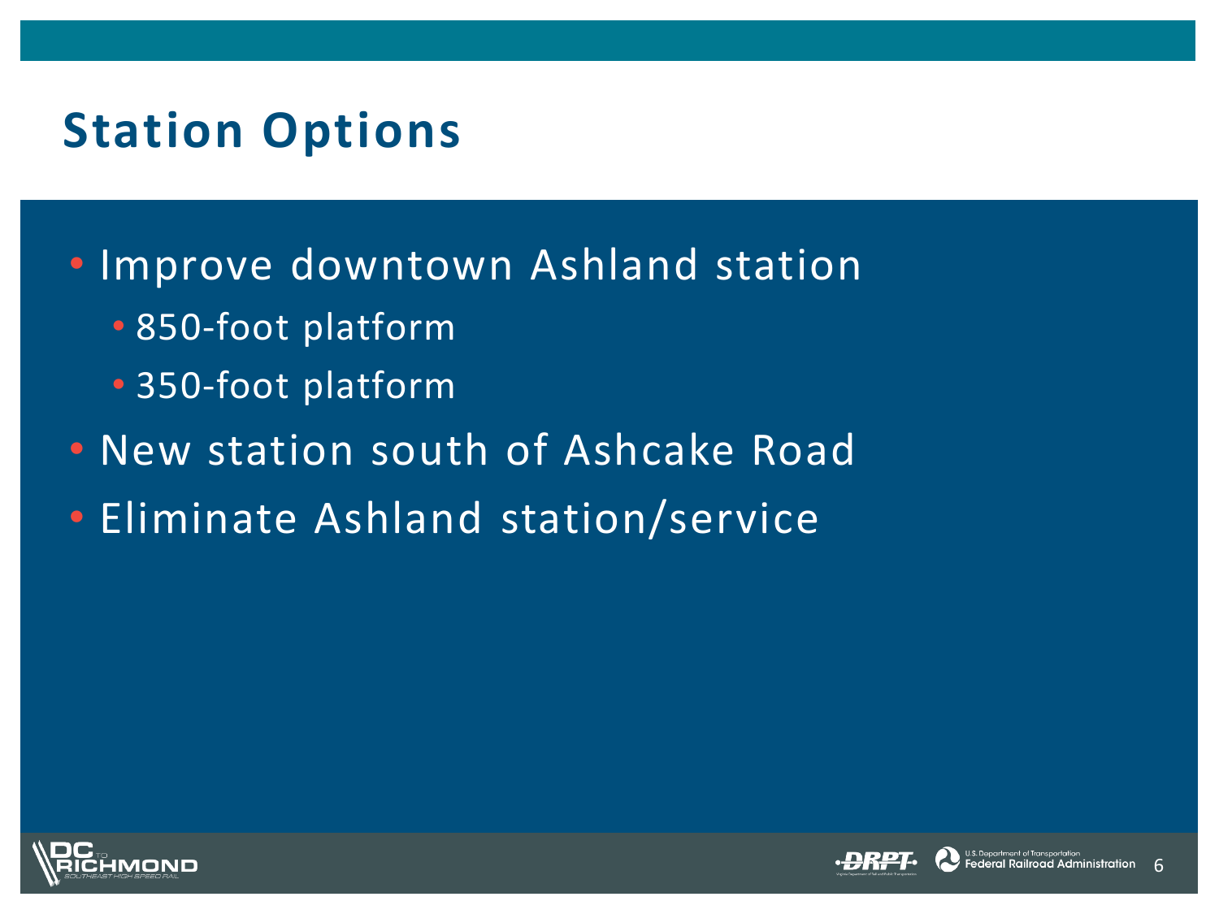# Station Options

- Improve downtown Ashland station
  - 850-foot platform
  - 350-foot platform
- New station south of Ashcake Road
- Eliminate Ashland station/service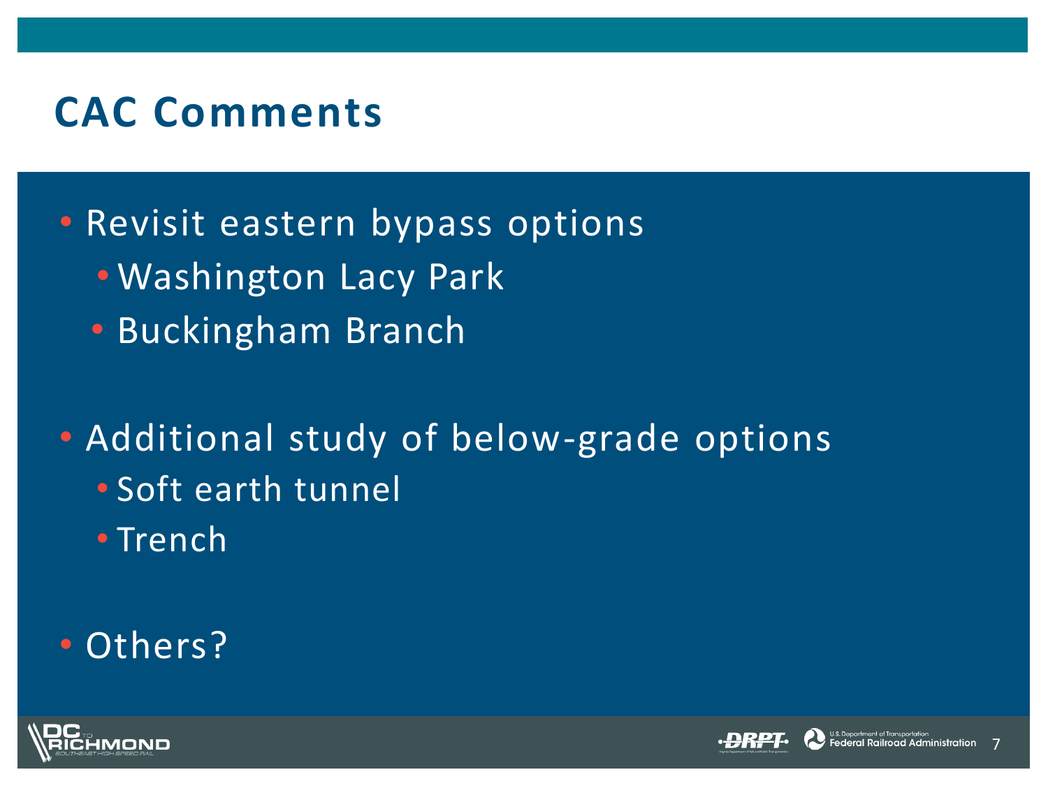# CAC Comments

- Revisit eastern bypass options
  - Washington Lacy Park
  - Buckingham Branch
- Additional study of below-grade options
  - Soft earth tunnel
  - Trench
- Others?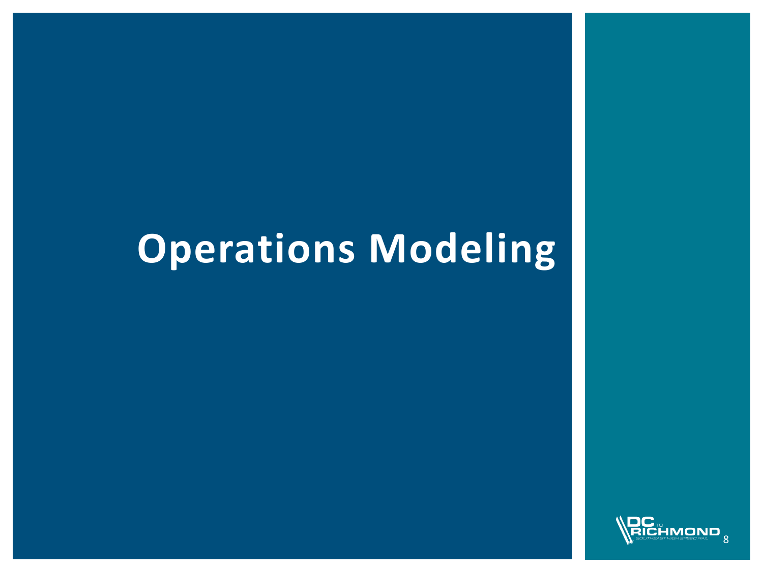# Operations Modeling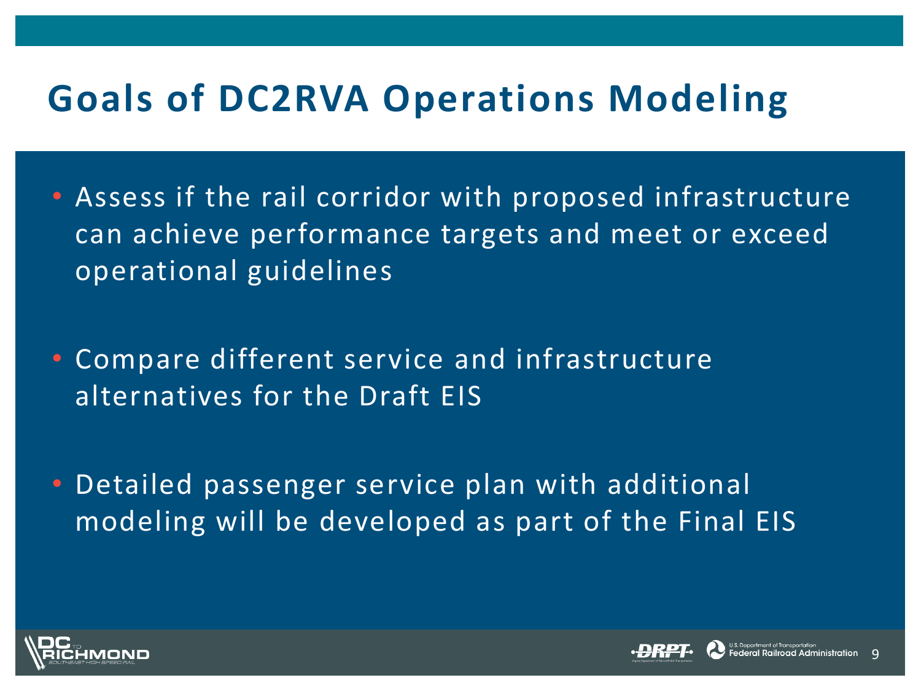# Goals of DC2RVA Operations Modeling

- Assess if the rail corridor with proposed infrastructure can achieve performance targets and meet or exceed operational guidelines
- Compare different service and infrastructure alternatives for the Draft EIS
- Detailed passenger service plan with additional modeling will be developed as part of the Final EIS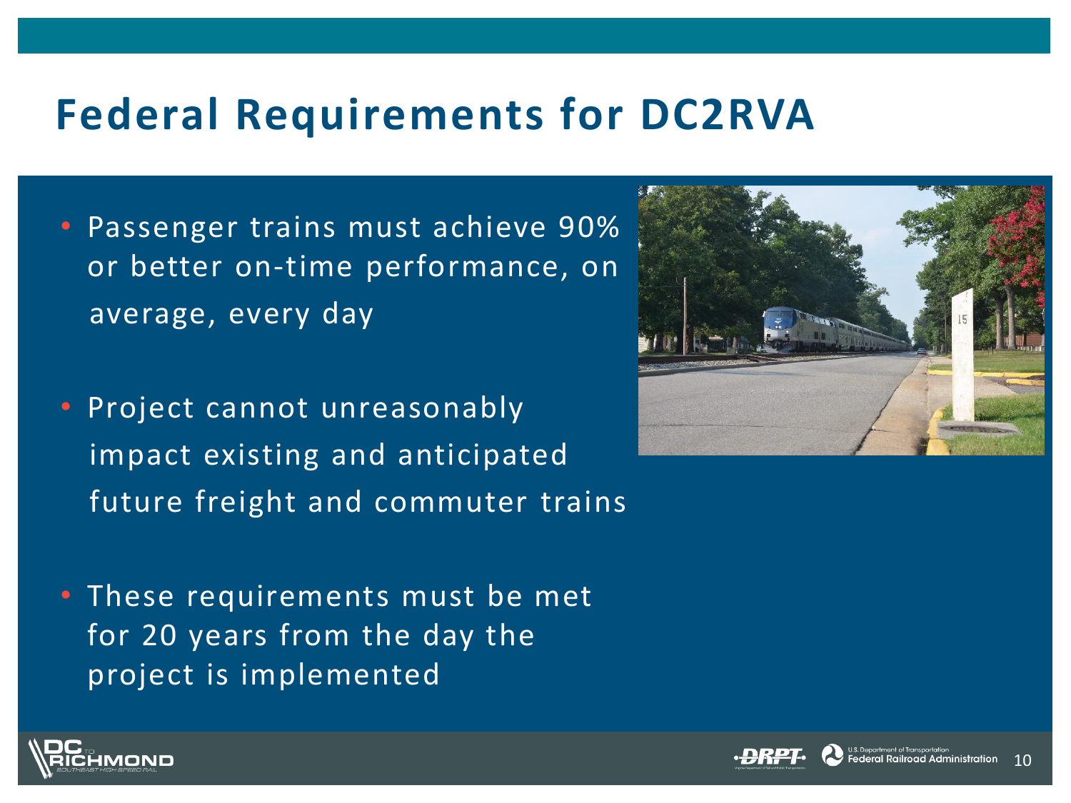# Federal Requirements for DC2RVA

- Passenger trains must achieve 90% or better on-time performance, on average, every day
- Project cannot unreasonably impact existing and anticipated future freight and commuter trains
- These requirements must be met for 20 years from the day the project is implemented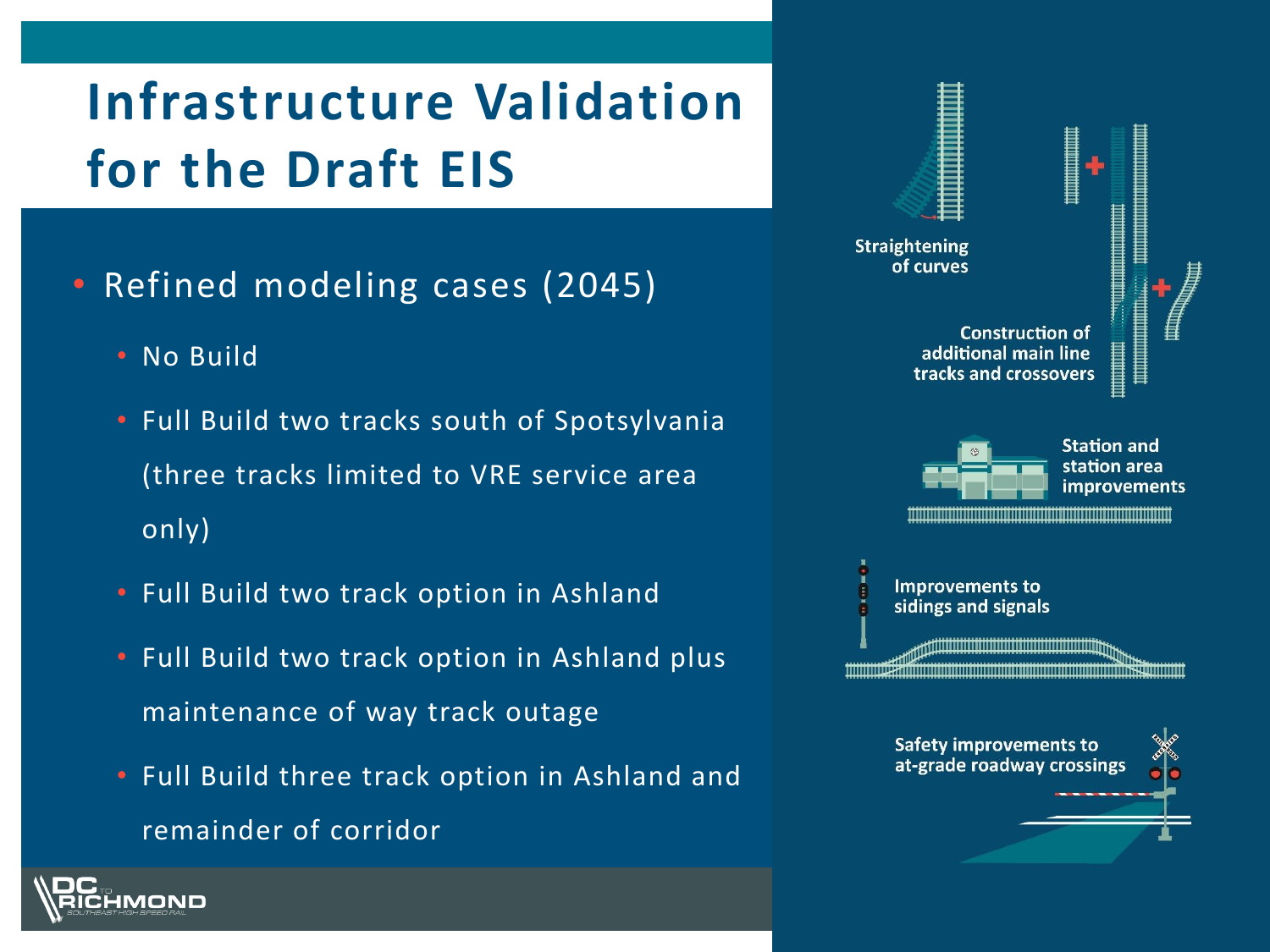# Infrastructure Validation for the Draft EIS

- Refined modeling cases (2045)
  - No Build
  - Full Build two tracks south of Spotsylvania (three tracks limited to VRE service area only)
  - Full Build two track option in Ashland
  - Full Build two track option in Ashland plus maintenance of way track outage
  - Full Build three track option in Ashland and remainder of corridor

Straightening of curves

Construction of additional main line tracks and crossovers

Station and station area improvements

Improvements to sidings and signals

Safety improvements to at-grade roadway crossings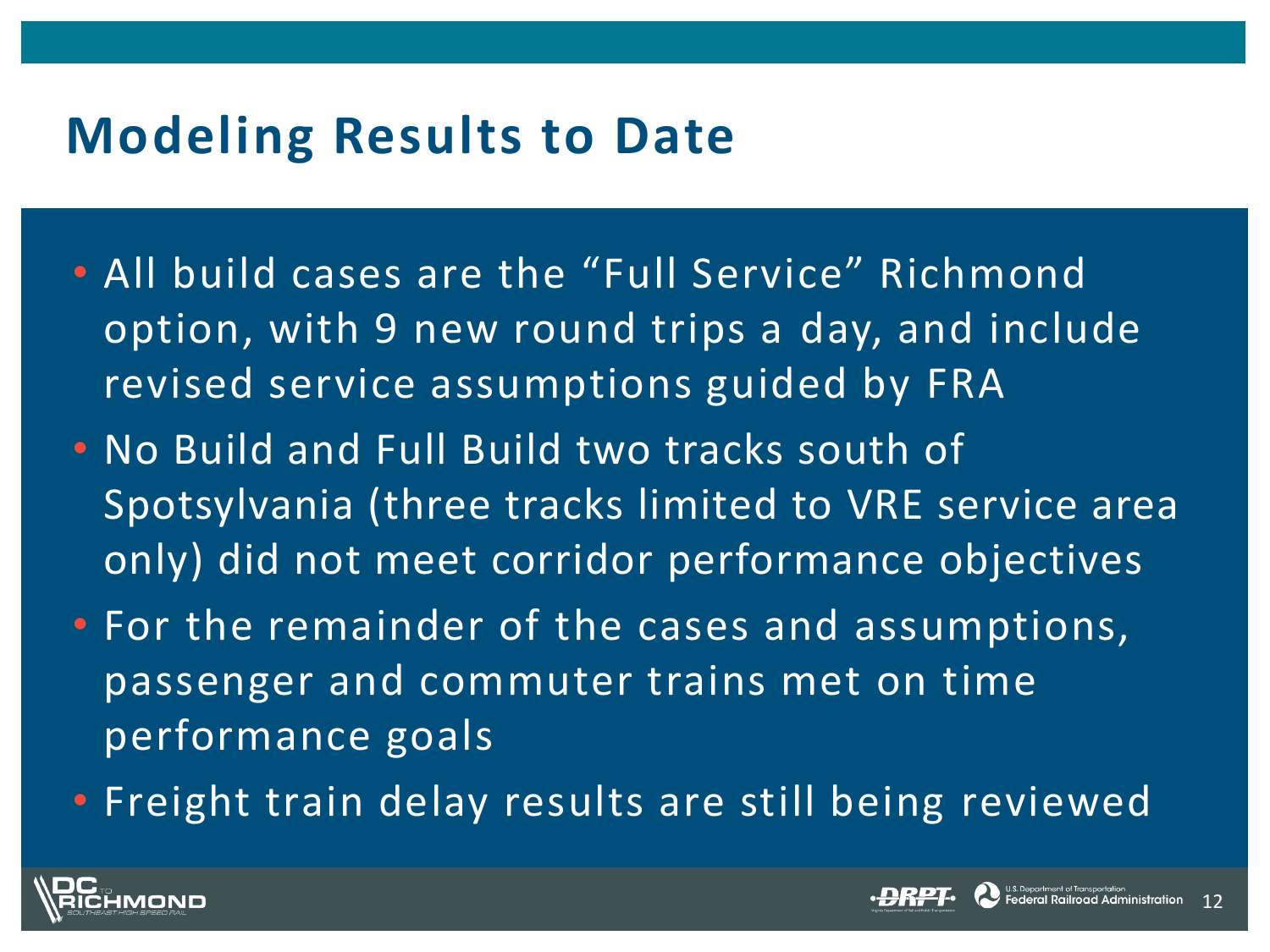# Modeling Results to Date

- All build cases are the "Full Service" Richmond option, with 9 new round trips a day, and include revised service assumptions guided by FRA
- No Build and Full Build two tracks south of Spotsylvania (three tracks limited to VRE service area only) did not meet corridor performance objectives
- For the remainder of the cases and assumptions, passenger and commuter trains met on time performance goals
- Freight train delay results are still being reviewed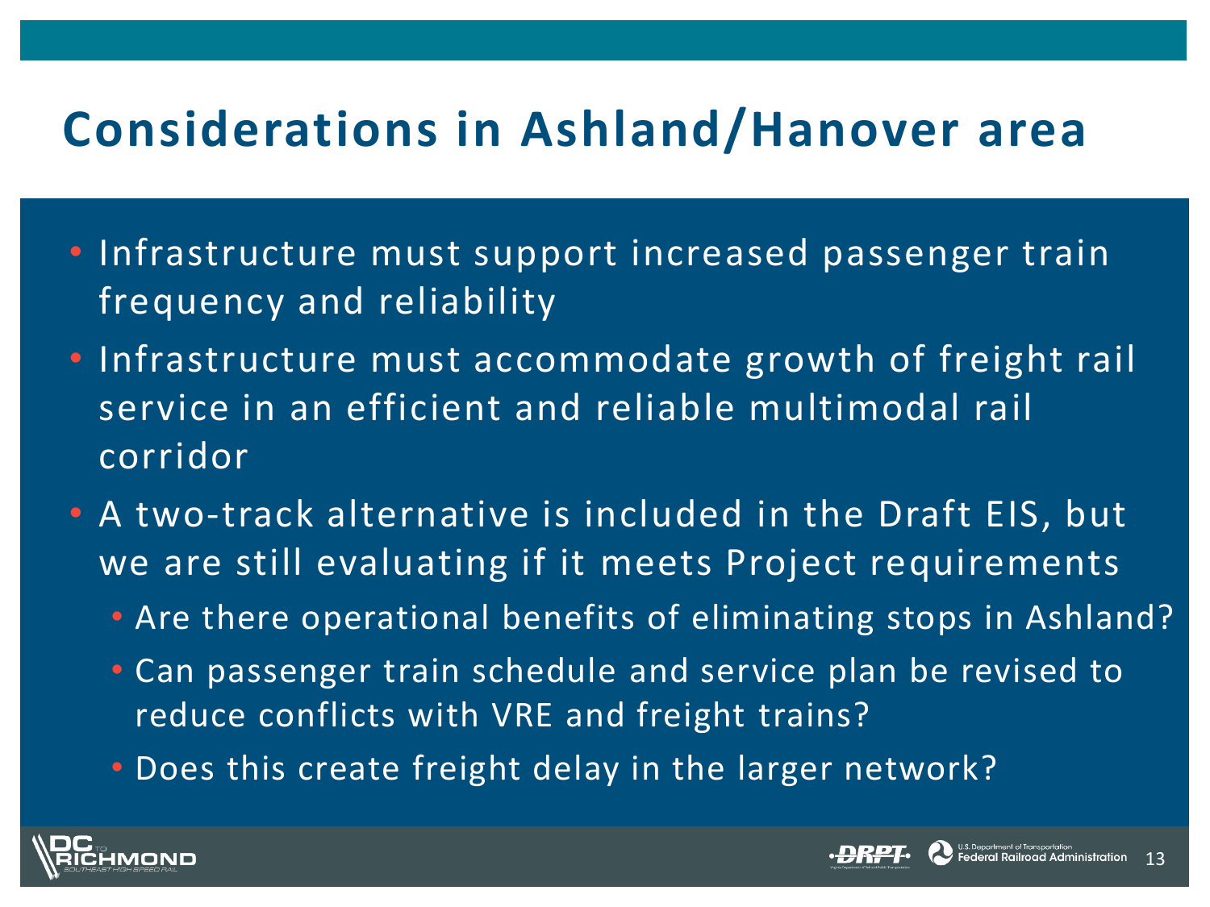# Considerations in Ashland/Hanover area

- Infrastructure must support increased passenger train frequency and reliability
- Infrastructure must accommodate growth of freight rail service in an efficient and reliable multimodal rail corridor
- A two-track alternative is included in the Draft EIS, but we are still evaluating if it meets Project requirements
  - Are there operational benefits of eliminating stops in Ashland?
  - Can passenger train schedule and service plan be revised to reduce conflicts with VRE and freight trains?
  - Does this create freight delay in the larger network?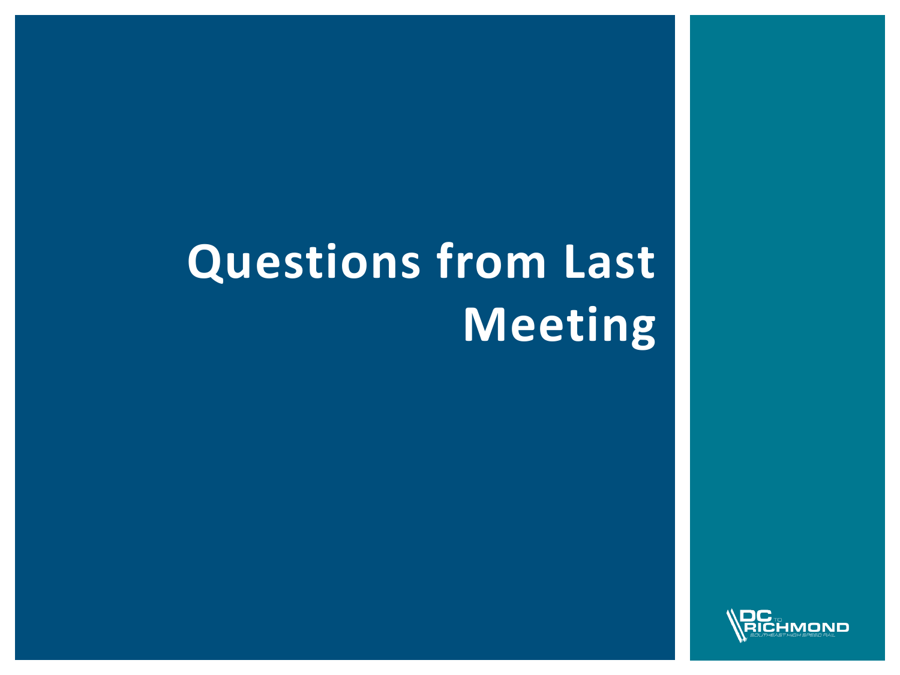# Questions from Last Meeting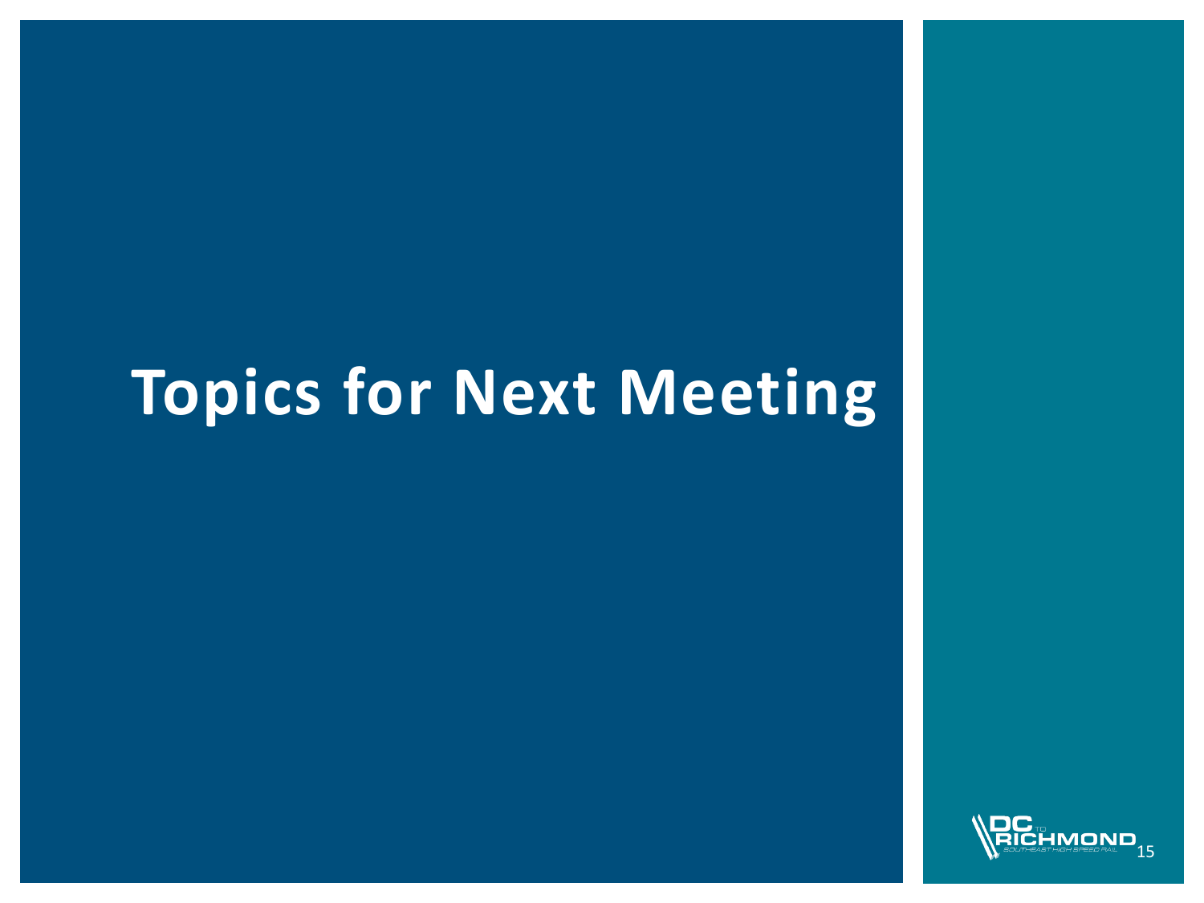# Topics for Next Meeting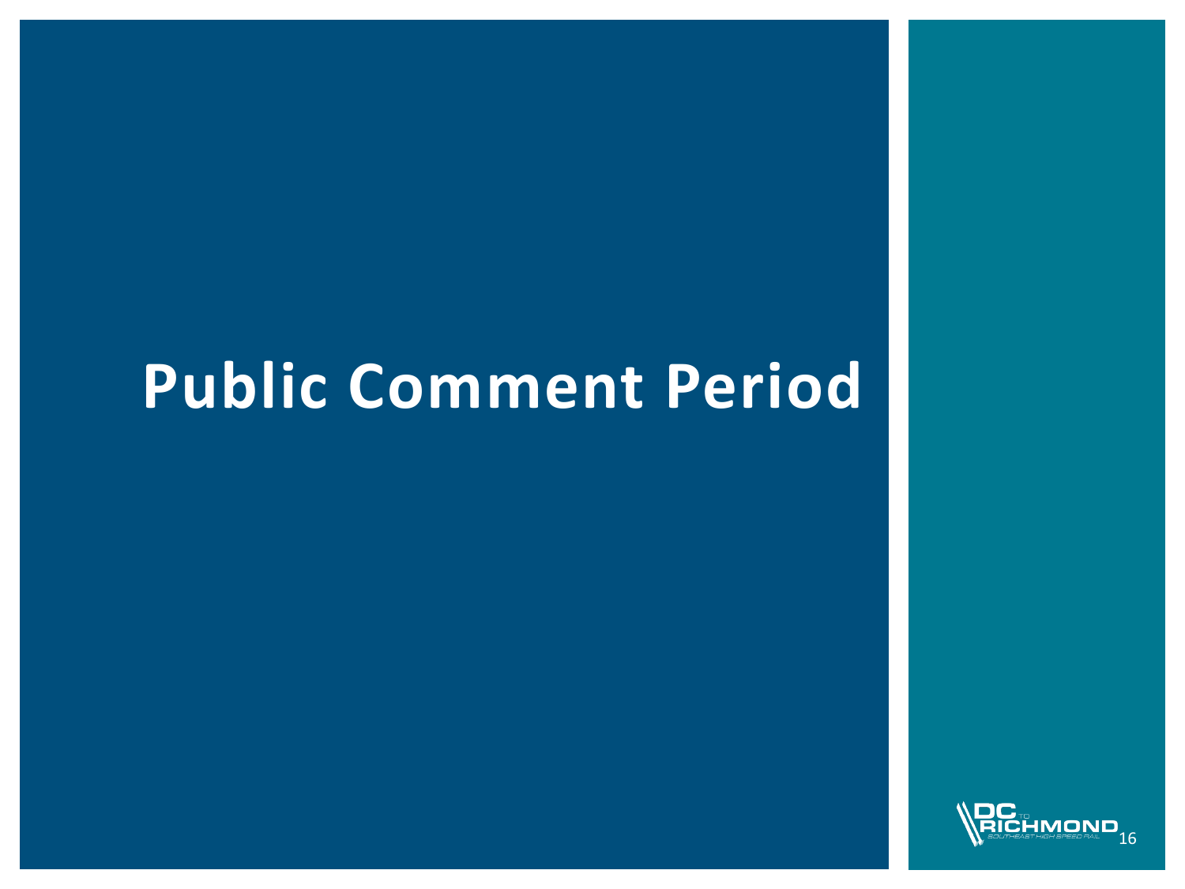# Public Comment Period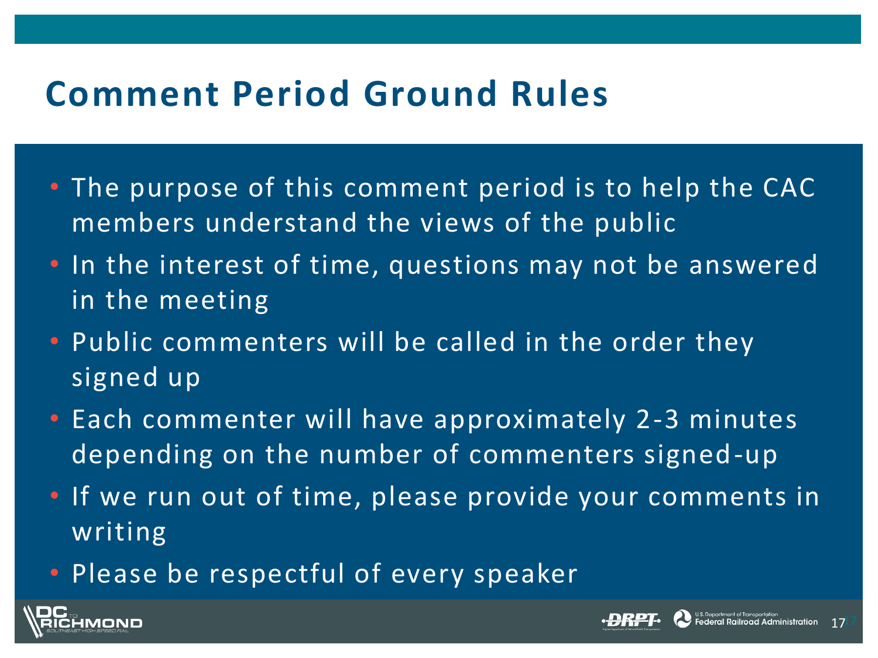# Comment Period Ground Rules

- The purpose of this comment period is to help the CAC members understand the views of the public
- In the interest of time, questions may not be answered in the meeting
- Public commenters will be called in the order they signed up
- Each commenter will have approximately 2-3 minutes depending on the number of commenters signed-up
- If we run out of time, please provide your comments in writing
- Please be respectful of every speaker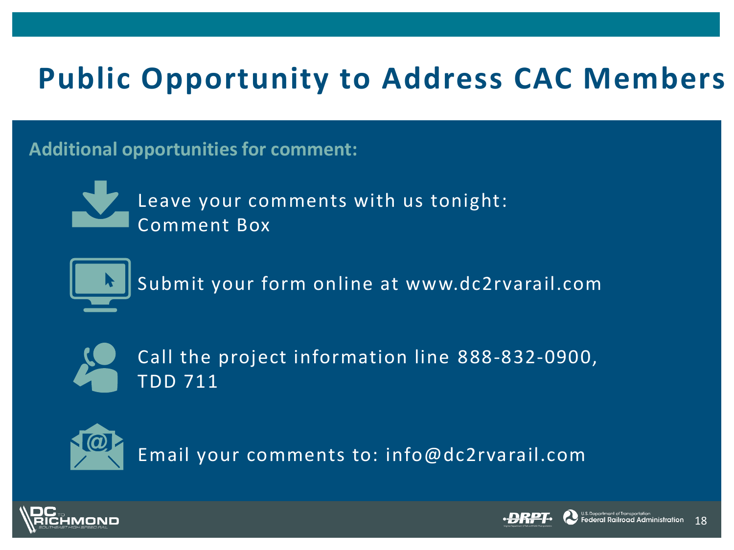# Public Opportunity to Address CAC Members

**Additional opportunities for comment:**

- Leave your comments with us tonight: Comment Box
- Submit your form online at www.dc2rvarail.com
- Call the project information line 888-832-0900, TDD 711
- Email your comments to: info@dc2rvarail.com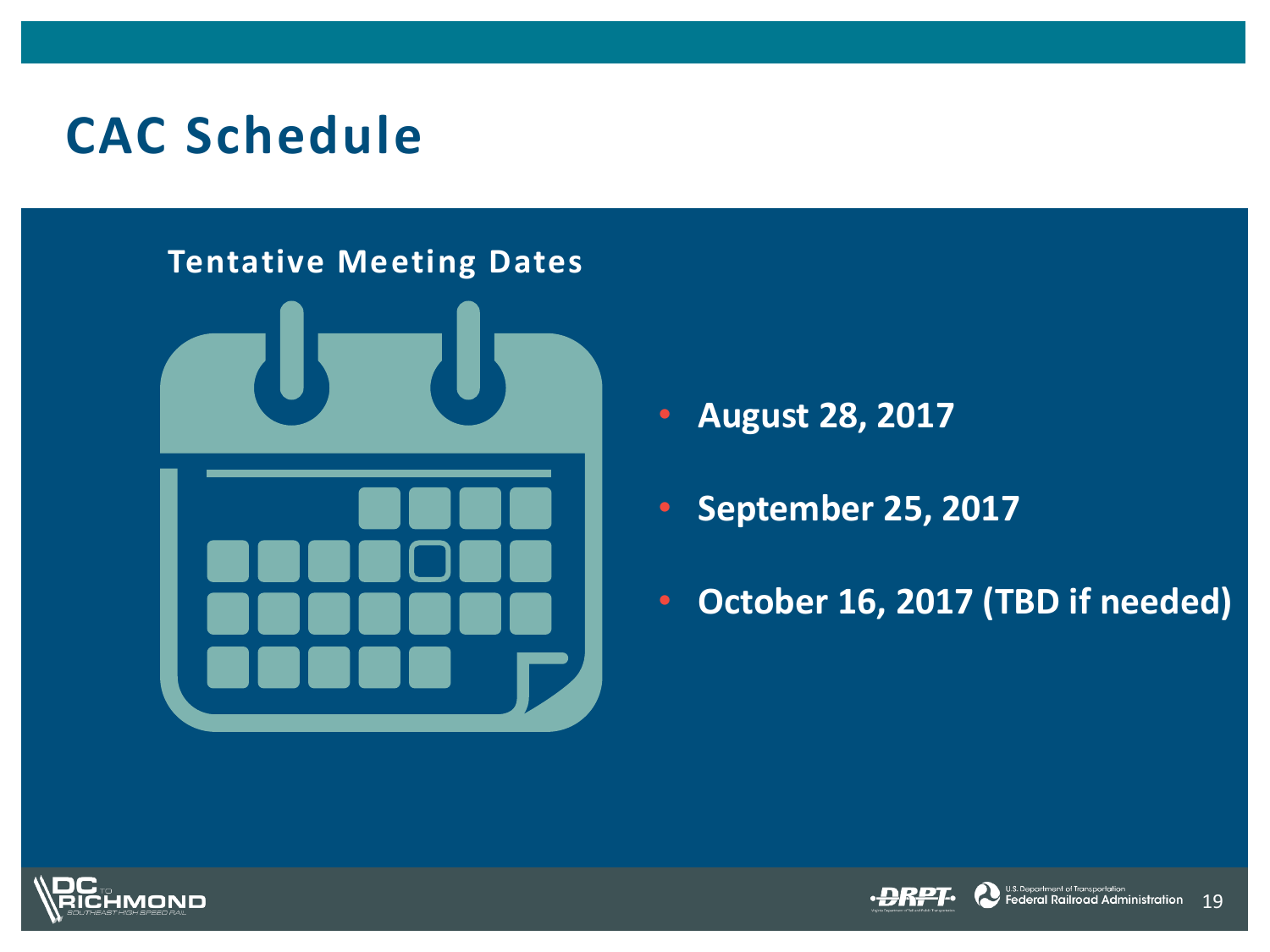# CAC Schedule

## Tentative Meeting Dates

- **August 28, 2017**
- **September 25, 2017**
- **October 16, 2017 (TBD if needed)**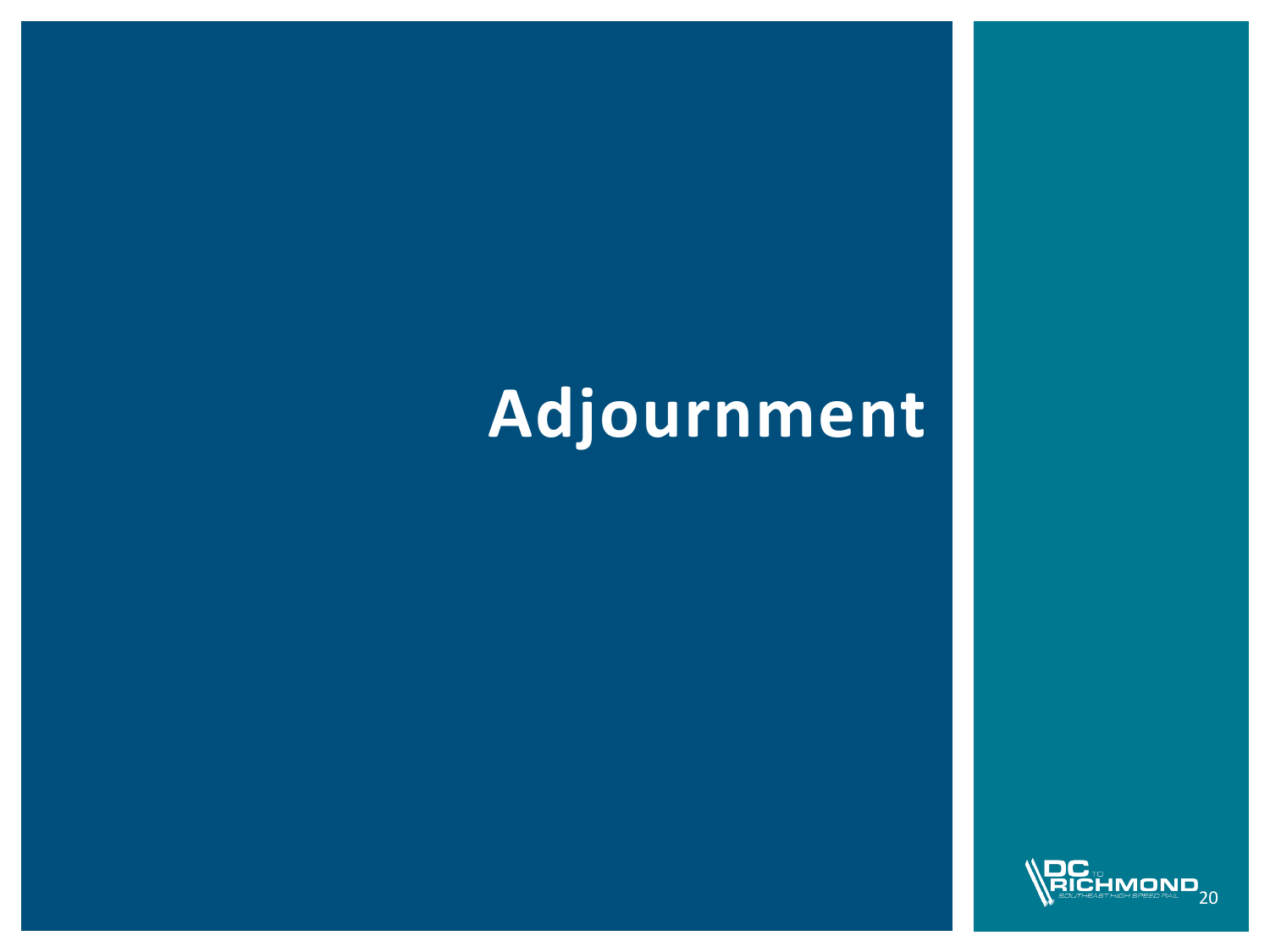# Adjournment